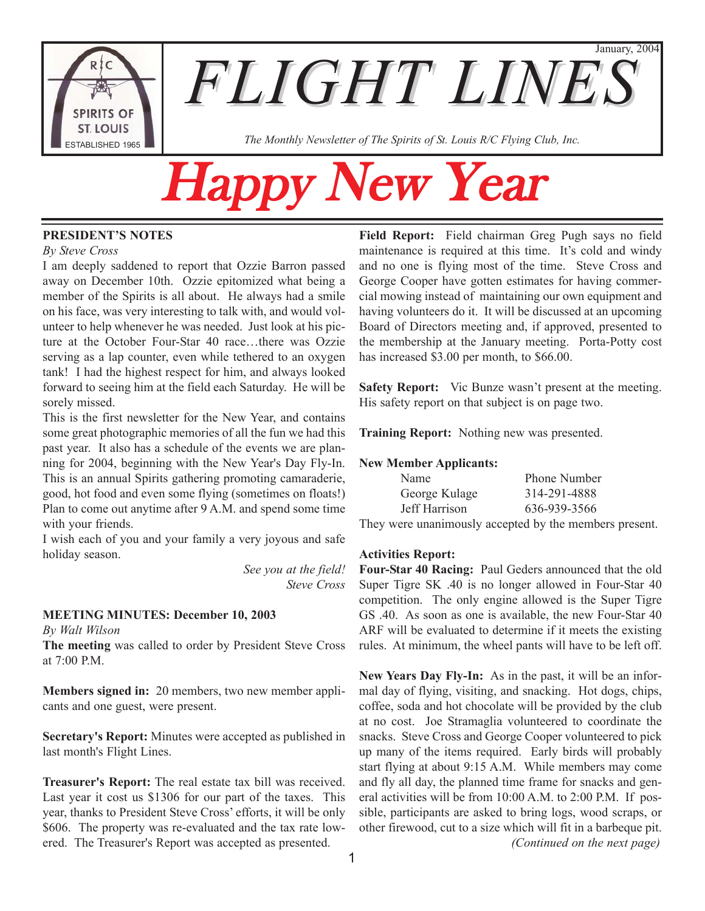# FLIGHT LINES

January, 2004

*The Monthly Newsletter of The Spirits of St. Louis R/C Flying Club, Inc.*

R/C SPIRITS OF ST. LOUIS ESTABLISHED 1965

# Happy New Year

## PRESIDENT'S NOTES

*By Steve Cross*

I am deeply saddened to report that Ozzie Barron passed away on December 10th. Ozzie epitomized what being a member of the Spirits is all about. He always had a smile on his face, was very interesting to talk with, and would volunteer to help whenever he was needed. Just look at his picture at the October Four-Star 40 race…there was Ozzie serving as a lap counter, even while tethered to an oxygen tank! I had the highest respect for him, and always looked forward to seeing him at the field each Saturday. He will be sorely missed.

This is the first newsletter for the New Year, and contains some great photographic memories of all the fun we had this past year. It also has a schedule of the events we are planning for 2004, beginning with the New Year's Day Fly-In. This is an annual Spirits gathering promoting camaraderie, good, hot food and even some flying (sometimes on floats!) Plan to come out anytime after 9 A.M. and spend some time with your friends.

I wish each of you and your family a very joyous and safe holiday season.

*See you at the field!*
*Steve Cross*

## MEETING MINUTES: December 10, 2003

*By Walt Wilson*

**The meeting** was called to order by President Steve Cross at 7:00 P.M.

**Members signed in:** 20 members, two new member applicants and one guest, were present.

**Secretary's Report:** Minutes were accepted as published in last month's Flight Lines.

**Treasurer's Report:** The real estate tax bill was received. Last year it cost us $1306 for our part of the taxes. This year, thanks to President Steve Cross' efforts, it will be only $606. The property was re-evaluated and the tax rate lowered. The Treasurer's Report was accepted as presented.

**Field Report:** Field chairman Greg Pugh says no field maintenance is required at this time. It's cold and windy and no one is flying most of the time. Steve Cross and George Cooper have gotten estimates for having commercial mowing instead of maintaining our own equipment and having volunteers do it. It will be discussed at an upcoming Board of Directors meeting and, if approved, presented to the membership at the January meeting. Porta-Potty cost has increased $3.00 per month, to $66.00.

**Safety Report:** Vic Bunze wasn't present at the meeting. His safety report on that subject is on page two.

**Training Report:** Nothing new was presented.

**New Member Applicants:**

| Name | Phone Number |
|---|---|
| George Kulage | 314-291-4888 |
| Jeff Harrison | 636-939-3566 |

They were unanimously accepted by the members present.

**Activities Report:**

**Four-Star 40 Racing:** Paul Geders announced that the old Super Tigre SK .40 is no longer allowed in Four-Star 40 competition. The only engine allowed is the Super Tigre GS .40. As soon as one is available, the new Four-Star 40 ARF will be evaluated to determine if it meets the existing rules. At minimum, the wheel pants will have to be left off.

**New Years Day Fly-In:** As in the past, it will be an informal day of flying, visiting, and snacking. Hot dogs, chips, coffee, soda and hot chocolate will be provided by the club at no cost. Joe Stramaglia volunteered to coordinate the snacks. Steve Cross and George Cooper volunteered to pick up many of the items required. Early birds will probably start flying at about 9:15 A.M. While members may come and fly all day, the planned time frame for snacks and general activities will be from 10:00 A.M. to 2:00 P.M. If possible, participants are asked to bring logs, wood scraps, or other firewood, cut to a size which will fit in a barbeque pit.

*(Continued on the next page)*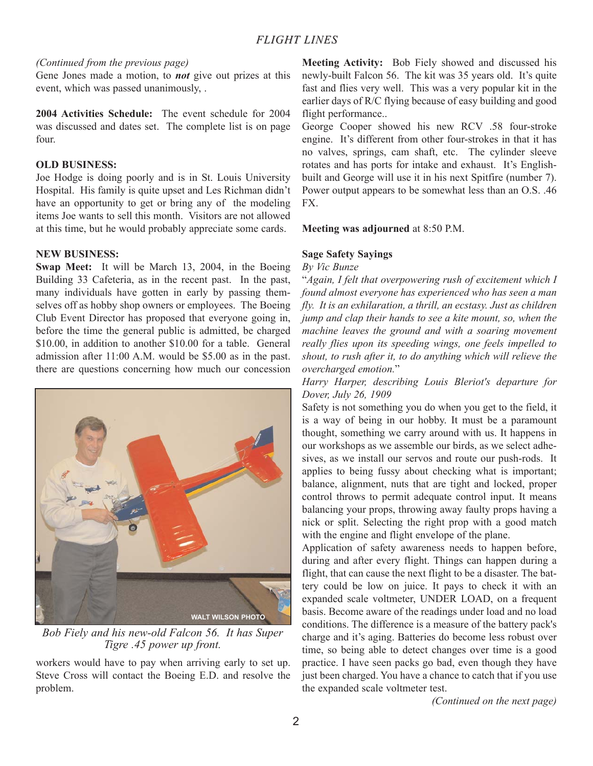*(Continued from the previous page)*

Gene Jones made a motion, to ***not*** give out prizes at this event, which was passed unanimously, .

**2004 Activities Schedule:** The event schedule for 2004 was discussed and dates set. The complete list is on page four.

**OLD BUSINESS:**

Joe Hodge is doing poorly and is in St. Louis University Hospital. His family is quite upset and Les Richman didn't have an opportunity to get or bring any of the modeling items Joe wants to sell this month. Visitors are not allowed at this time, but he would probably appreciate some cards.

**NEW BUSINESS:**

**Swap Meet:** It will be March 13, 2004, in the Boeing Building 33 Cafeteria, as in the recent past. In the past, many individuals have gotten in early by passing themselves off as hobby shop owners or employees. The Boeing Club Event Director has proposed that everyone going in, before the time the general public is admitted, be charged $10.00, in addition to another $10.00 for a table. General admission after 11:00 A.M. would be $5.00 as in the past. there are questions concerning how much our concession workers would have to pay when arriving early to set up. Steve Cross will contact the Boeing E.D. and resolve the problem.

WALT WILSON PHOTO

*Bob Fiely and his new-old Falcon 56. It has Super Tigre .45 power up front.*

**Meeting Activity:** Bob Fiely showed and discussed his newly-built Falcon 56. The kit was 35 years old. It's quite fast and flies very well. This was a very popular kit in the earlier days of R/C flying because of easy building and good flight performance..

George Cooper showed his new RCV .58 four-stroke engine. It's different from other four-strokes in that it has no valves, springs, cam shaft, etc. The cylinder sleeve rotates and has ports for intake and exhaust. It's English-built and George will use it in his next Spitfire (number 7). Power output appears to be somewhat less than an O.S. .46 FX.

**Meeting was adjourned** at 8:50 P.M.

**Sage Safety Sayings**

*By Vic Bunze*

"*Again, I felt that overpowering rush of excitement which I found almost everyone has experienced who has seen a man fly. It is an exhilaration, a thrill, an ecstasy. Just as children jump and clap their hands to see a kite mount, so, when the machine leaves the ground and with a soaring movement really flies upon its speeding wings, one feels impelled to shout, to rush after it, to do anything which will relieve the overcharged emotion.*"

*Harry Harper, describing Louis Bleriot's departure for Dover, July 26, 1909*

Safety is not something you do when you get to the field, it is a way of being in our hobby. It must be a paramount thought, something we carry around with us. It happens in our workshops as we assemble our birds, as we select adhesives, as we install our servos and route our push-rods. It applies to being fussy about checking what is important; balance, alignment, nuts that are tight and locked, proper control throws to permit adequate control input. It means balancing your props, throwing away faulty props having a nick or split. Selecting the right prop with a good match with the engine and flight envelope of the plane.

Application of safety awareness needs to happen before, during and after every flight. Things can happen during a flight, that can cause the next flight to be a disaster. The battery could be low on juice. It pays to check it with an expanded scale voltmeter, UNDER LOAD, on a frequent basis. Become aware of the readings under load and no load conditions. The difference is a measure of the battery pack's charge and it's aging. Batteries do become less robust over time, so being able to detect changes over time is a good practice. I have seen packs go bad, even though they have just been charged. You have a chance to catch that if you use the expanded scale voltmeter test.

*(Continued on the next page)*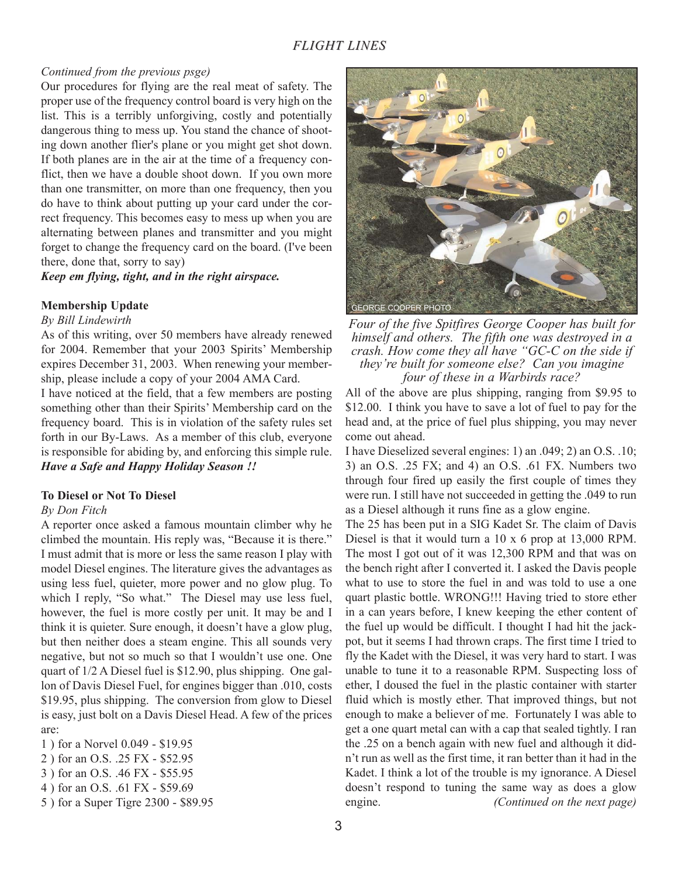*Continued from the previous psge)*

Our procedures for flying are the real meat of safety. The proper use of the frequency control board is very high on the list. This is a terribly unforgiving, costly and potentially dangerous thing to mess up. You stand the chance of shooting down another flier's plane or you might get shot down. If both planes are in the air at the time of a frequency conflict, then we have a double shoot down. If you own more than one transmitter, on more than one frequency, then you do have to think about putting up your card under the correct frequency. This becomes easy to mess up when you are alternating between planes and transmitter and you might forget to change the frequency card on the board. (I've been there, done that, sorry to say)

***Keep em flying, tight, and in the right airspace.***

**Membership Update**

*By Bill Lindewirth*

As of this writing, over 50 members have already renewed for 2004. Remember that your 2003 Spirits' Membership expires December 31, 2003. When renewing your membership, please include a copy of your 2004 AMA Card.

I have noticed at the field, that a few members are posting something other than their Spirits' Membership card on the frequency board. This is in violation of the safety rules set forth in our By-Laws. As a member of this club, everyone is responsible for abiding by, and enforcing this simple rule.

***Have a Safe and Happy Holiday Season !!***

**To Diesel or Not To Diesel**

*By Don Fitch*

A reporter once asked a famous mountain climber why he climbed the mountain. His reply was, "Because it is there." I must admit that is more or less the same reason I play with model Diesel engines. The literature gives the advantages as using less fuel, quieter, more power and no glow plug. To which I reply, "So what." The Diesel may use less fuel, however, the fuel is more costly per unit. It may be and I think it is quieter. Sure enough, it doesn't have a glow plug, but then neither does a steam engine. This all sounds very negative, but not so much so that I wouldn't use one. One quart of 1/2 A Diesel fuel is $12.90, plus shipping. One gallon of Davis Diesel Fuel, for engines bigger than .010, costs $19.95, plus shipping. The conversion from glow to Diesel is easy, just bolt on a Davis Diesel Head. A few of the prices are:

1 ) for a Norvel 0.049 - $19.95
2 ) for an O.S. .25 FX - $52.95
3 ) for an O.S. .46 FX - $55.95
4 ) for an O.S. .61 FX - $59.69
5 ) for a Super Tigre 2300 - $89.95

GEORGE COOPER PHOTO

*Four of the five Spitfires George Cooper has built for himself and others. The fifth one was destroyed in a crash. How come they all have "GC-C on the side if they're built for someone else? Can you imagine four of these in a Warbirds race?*

All of the above are plus shipping, ranging from $9.95 to $12.00. I think you have to save a lot of fuel to pay for the head and, at the price of fuel plus shipping, you may never come out ahead.

I have Dieselized several engines: 1) an .049; 2) an O.S. .10; 3) an O.S. .25 FX; and 4) an O.S. .61 FX. Numbers two through four fired up easily the first couple of times they were run. I still have not succeeded in getting the .049 to run as a Diesel although it runs fine as a glow engine.

The 25 has been put in a SIG Kadet Sr. The claim of Davis Diesel is that it would turn a 10 x 6 prop at 13,000 RPM. The most I got out of it was 12,300 RPM and that was on the bench right after I converted it. I asked the Davis people what to use to store the fuel in and was told to use a one quart plastic bottle. WRONG!!! Having tried to store ether in a can years before, I knew keeping the ether content of the fuel up would be difficult. I thought I had hit the jackpot, but it seems I had thrown craps. The first time I tried to fly the Kadet with the Diesel, it was very hard to start. I was unable to tune it to a reasonable RPM. Suspecting loss of ether, I doused the fuel in the plastic container with starter fluid which is mostly ether. That improved things, but not enough to make a believer of me. Fortunately I was able to get a one quart metal can with a cap that sealed tightly. I ran the .25 on a bench again with new fuel and although it didn't run as well as the first time, it ran better than it had in the Kadet. I think a lot of the trouble is my ignorance. A Diesel doesn't respond to tuning the same way as does a glow engine. *(Continued on the next page)*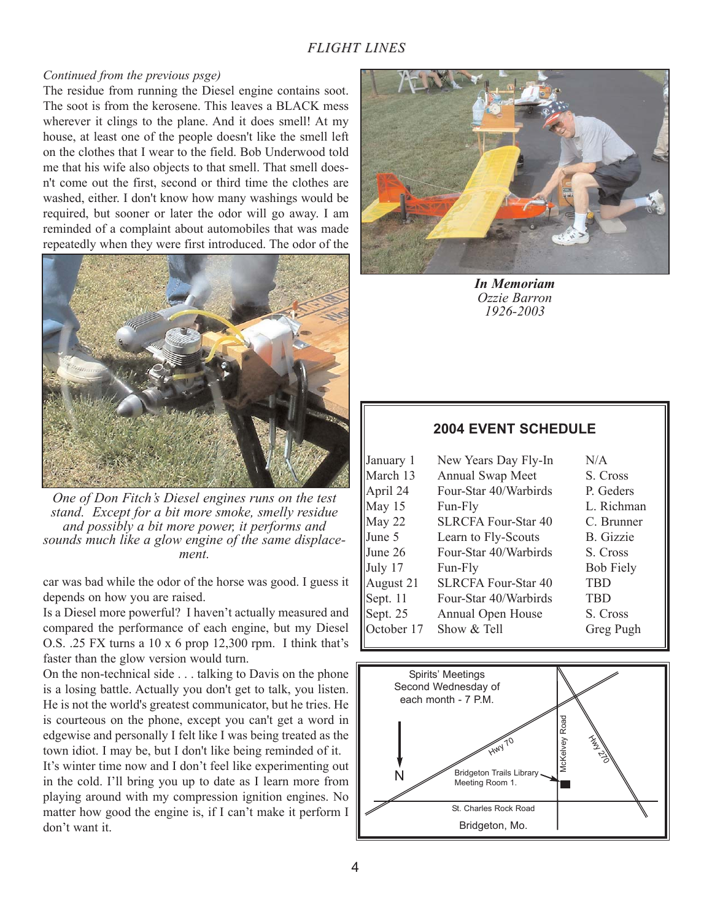*Continued from the previous psge)*

The residue from running the Diesel engine contains soot. The soot is from the kerosene. This leaves a BLACK mess wherever it clings to the plane. And it does smell! At my house, at least one of the people doesn't like the smell left on the clothes that I wear to the field. Bob Underwood told me that his wife also objects to that smell. That smell doesn't come out the first, second or third time the clothes are washed, either. I don't know how many washings would be required, but sooner or later the odor will go away. I am reminded of a complaint about automobiles that was made repeatedly when they were first introduced. The odor of the car was bad while the odor of the horse was good. I guess it depends on how you are raised.

*One of Don Fitch's Diesel engines runs on the test stand. Except for a bit more smoke, smelly residue and possibly a bit more power, it performs and sounds much like a glow engine of the same displacement.*

Is a Diesel more powerful? I haven't actually measured and compared the performance of each engine, but my Diesel O.S. .25 FX turns a 10 x 6 prop 12,300 rpm. I think that's faster than the glow version would turn.

On the non-technical side . . . talking to Davis on the phone is a losing battle. Actually you don't get to talk, you listen. He is not the world's greatest communicator, but he tries. He is courteous on the phone, except you can't get a word in edgewise and personally I felt like I was being treated as the town idiot. I may be, but I don't like being reminded of it.

It's winter time now and I don't feel like experimenting out in the cold. I'll bring you up to date as I learn more from playing around with my compression ignition engines. No matter how good the engine is, if I can't make it perform I don't want it.

***In Memoriam***
*Ozzie Barron*
*1926-2003*

## 2004 EVENT SCHEDULE

| Date | Event | Contact |
|---|---|---|
| January 1 | New Years Day Fly-In | N/A |
| March 13 | Annual Swap Meet | S. Cross |
| April 24 | Four-Star 40/Warbirds | P. Geders |
| May 15 | Fun-Fly | L. Richman |
| May 22 | SLRCFA Four-Star 40 | C. Brunner |
| June 5 | Learn to Fly-Scouts | B. Gizzie |
| June 26 | Four-Star 40/Warbirds | S. Cross |
| July 17 | Fun-Fly | Bob Fiely |
| August 21 | SLRCFA Four-Star 40 | TBD |
| Sept. 11 | Four-Star 40/Warbirds | TBD |
| Sept. 25 | Annual Open House | S. Cross |
| October 17 | Show & Tell | Greg Pugh |

Spirits' Meetings
Second Wednesday of each month - 7 P.M.

Bridgeton Trails Library Meeting Room 1.

Hwy 70 · McKelvey Road · Hwy 270 · St. Charles Rock Road · N

Bridgeton, Mo.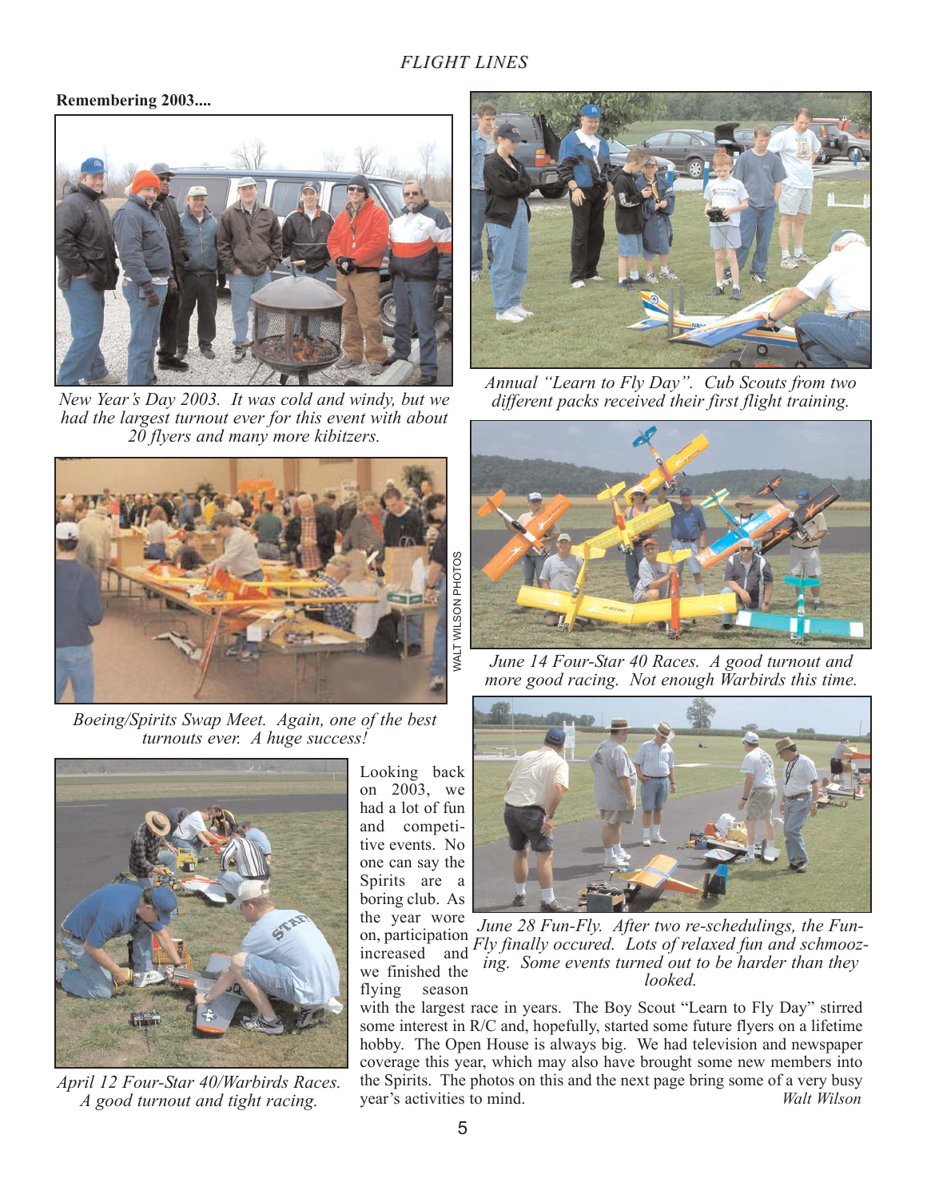**Remembering 2003....**

*New Year's Day 2003. It was cold and windy, but we had the largest turnout ever for this event with about 20 flyers and many more kibitzers.*

*Annual "Learn to Fly Day". Cub Scouts from two different packs received their first flight training.*

*Boeing/Spirits Swap Meet. Again, one of the best turnouts ever. A huge success!*

WALT WILSON PHOTOS

*June 14 Four-Star 40 Races. A good turnout and more good racing. Not enough Warbirds this time.*

*April 12 Four-Star 40/Warbirds Races. A good turnout and tight racing.*

*June 28 Fun-Fly. After two re-schedulings, the Fun-Fly finally occured. Lots of relaxed fun and schmoozing. Some events turned out to be harder than they looked.*

Looking back on 2003, we had a lot of fun and competitive events. No one can say the Spirits are a boring club. As the year wore on, participation increased and we finished the flying season with the largest race in years. The Boy Scout "Learn to Fly Day" stirred some interest in R/C and, hopefully, started some future flyers on a lifetime hobby. The Open House is always big. We had television and newspaper coverage this year, which may also have brought some new members into the Spirits. The photos on this and the next page bring some of a very busy year's activities to mind. *Walt Wilson*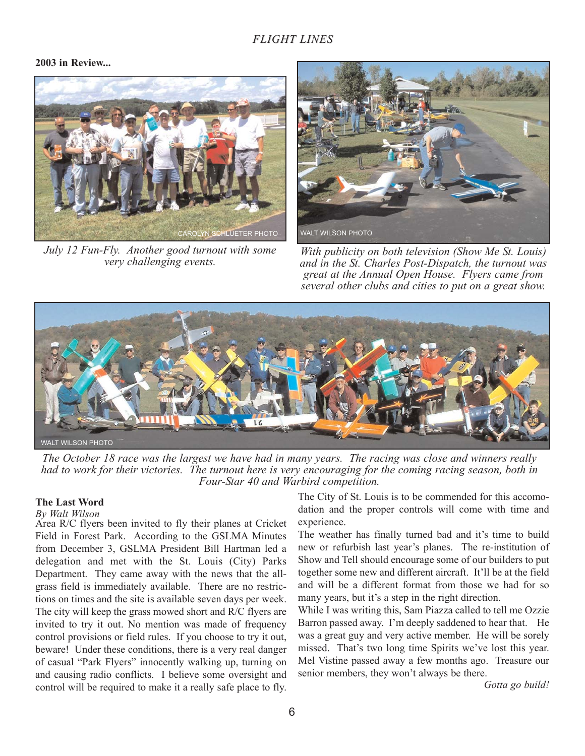**2003 in Review...**

CAROLYN SCHLUETER PHOTO

*July 12 Fun-Fly. Another good turnout with some very challenging events.*

WALT WILSON PHOTO

*With publicity on both television (Show Me St. Louis) and in the St. Charles Post-Dispatch, the turnout was great at the Annual Open House. Flyers came from several other clubs and cities to put on a great show.*

WALT WILSON PHOTO

*The October 18 race was the largest we have had in many years. The racing was close and winners really had to work for their victories. The turnout here is very encouraging for the coming racing season, both in Four-Star 40 and Warbird competition.*

**The Last Word**

*By Walt Wilson*

Area R/C flyers been invited to fly their planes at Cricket Field in Forest Park. According to the GSLMA Minutes from December 3, GSLMA President Bill Hartman led a delegation and met with the St. Louis (City) Parks Department. They came away with the news that the all-grass field is immediately available. There are no restrictions on times and the site is available seven days per week. The city will keep the grass mowed short and R/C flyers are invited to try it out. No mention was made of frequency control provisions or field rules. If you choose to try it out, beware! Under these conditions, there is a very real danger of casual "Park Flyers" innocently walking up, turning on and causing radio conflicts. I believe some oversight and control will be required to make it a really safe place to fly. The City of St. Louis is to be commended for this accomodation and the proper controls will come with time and experience.

The weather has finally turned bad and it's time to build new or refurbish last year's planes. The re-institution of Show and Tell should encourage some of our builders to put together some new and different aircraft. It'll be at the field and will be a different format from those we had for so many years, but it's a step in the right direction.

While I was writing this, Sam Piazza called to tell me Ozzie Barron passed away. I'm deeply saddened to hear that. He was a great guy and very active member. He will be sorely missed. That's two long time Spirits we've lost this year. Mel Vistine passed away a few months ago. Treasure our senior members, they won't always be there.

*Gotta go build!*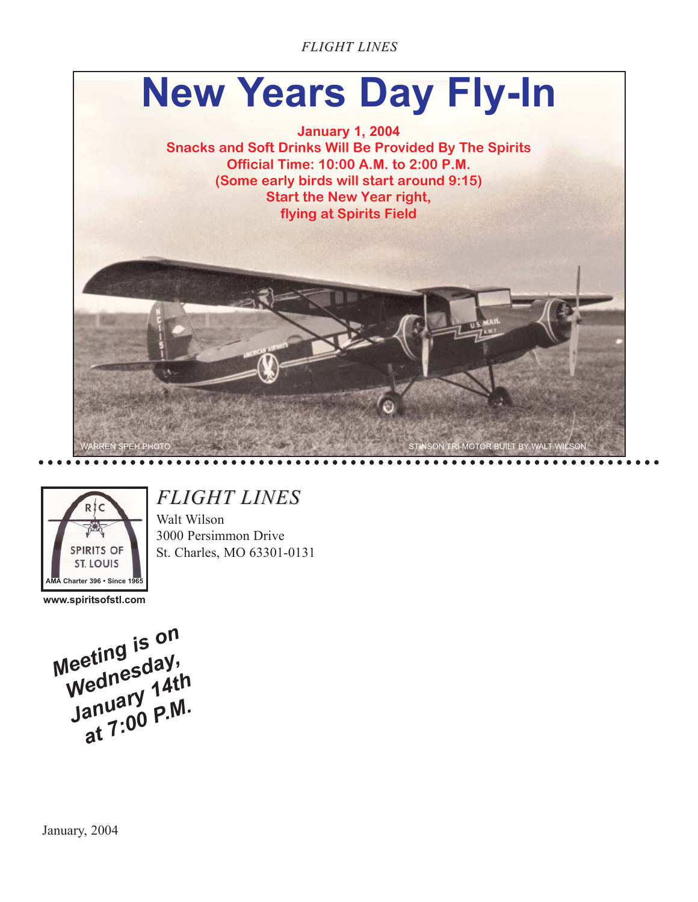# New Years Day Fly-In

**January 1, 2004**
**Snacks and Soft Drinks Will Be Provided By The Spirits**
**Official Time: 10:00 A.M. to 2:00 P.M.**
**(Some early birds will start around 9:15)**
**Start the New Year right,**
**flying at Spirits Field**

WARREN SPEH PHOTO

STINSON TRI-MOTOR BUILT BY WALT WILSON

R/C SPIRITS OF ST. LOUIS
AMA Charter 396 • Since 1965

www.spiritsofstl.com

*FLIGHT LINES*
Walt Wilson
3000 Persimmon Drive
St. Charles, MO 63301-0131

***Meeting is on Wednesday, January 14th at 7:00 P.M.***

January, 2004